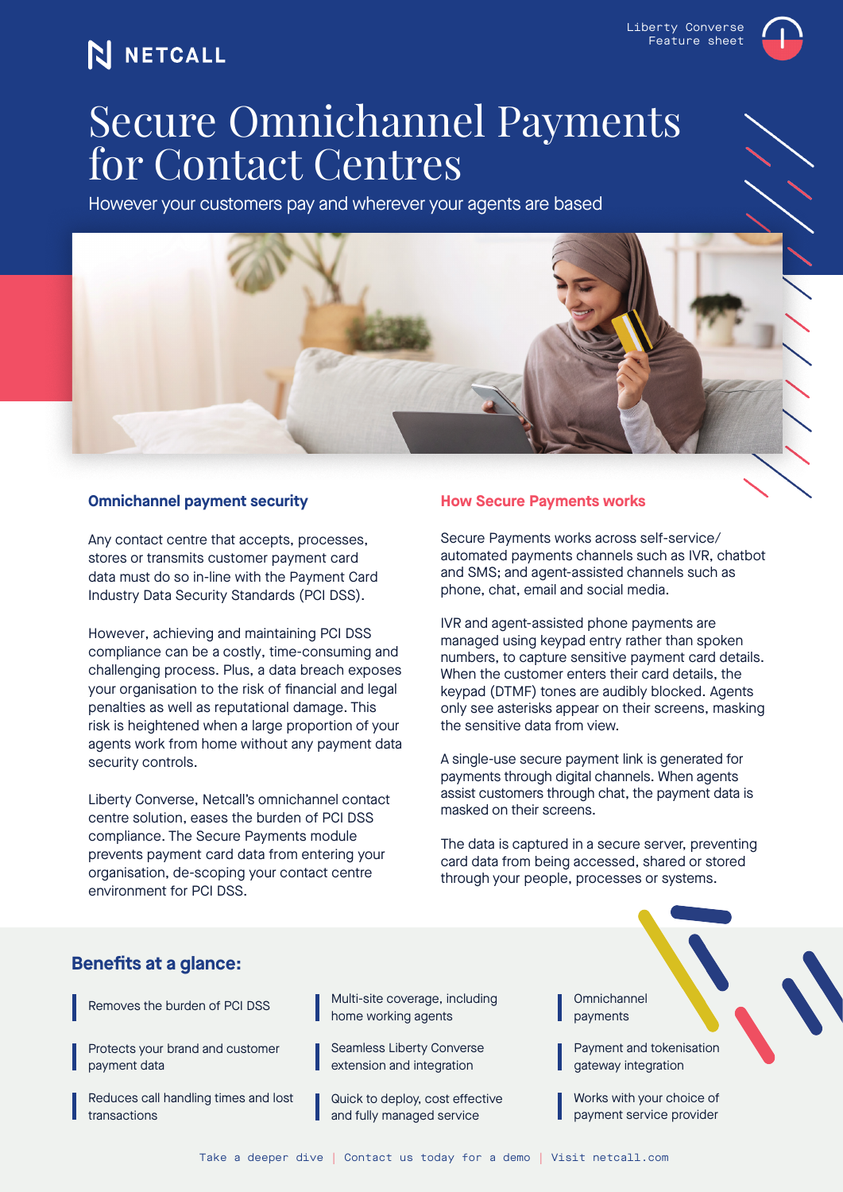NETCALL

Liberty Converse
Feature sheet

# Secure Omnichannel Payments for Contact Centres

However your customers pay and wherever your agents are based

## Omnichannel payment security

Any contact centre that accepts, processes, stores or transmits customer payment card data must do so in-line with the Payment Card Industry Data Security Standards (PCI DSS).

However, achieving and maintaining PCI DSS compliance can be a costly, time-consuming and challenging process. Plus, a data breach exposes your organisation to the risk of financial and legal penalties as well as reputational damage. This risk is heightened when a large proportion of your agents work from home without any payment data security controls.

Liberty Converse, Netcall's omnichannel contact centre solution, eases the burden of PCI DSS compliance. The Secure Payments module prevents payment card data from entering your organisation, de-scoping your contact centre environment for PCI DSS.

## How Secure Payments works

Secure Payments works across self-service/automated payments channels such as IVR, chatbot and SMS; and agent-assisted channels such as phone, chat, email and social media.

IVR and agent-assisted phone payments are managed using keypad entry rather than spoken numbers, to capture sensitive payment card details. When the customer enters their card details, the keypad (DTMF) tones are audibly blocked. Agents only see asterisks appear on their screens, masking the sensitive data from view.

A single-use secure payment link is generated for payments through digital channels. When agents assist customers through chat, the payment data is masked on their screens.

The data is captured in a secure server, preventing card data from being accessed, shared or stored through your people, processes or systems.

## Benefits at a glance:

- Removes the burden of PCI DSS
- Protects your brand and customer payment data
- Reduces call handling times and lost transactions
- Multi-site coverage, including home working agents
- Seamless Liberty Converse extension and integration
- Quick to deploy, cost effective and fully managed service
- Omnichannel payments
- Payment and tokenisation gateway integration
- Works with your choice of payment service provider

Take a deeper dive | Contact us today for a demo | Visit netcall.com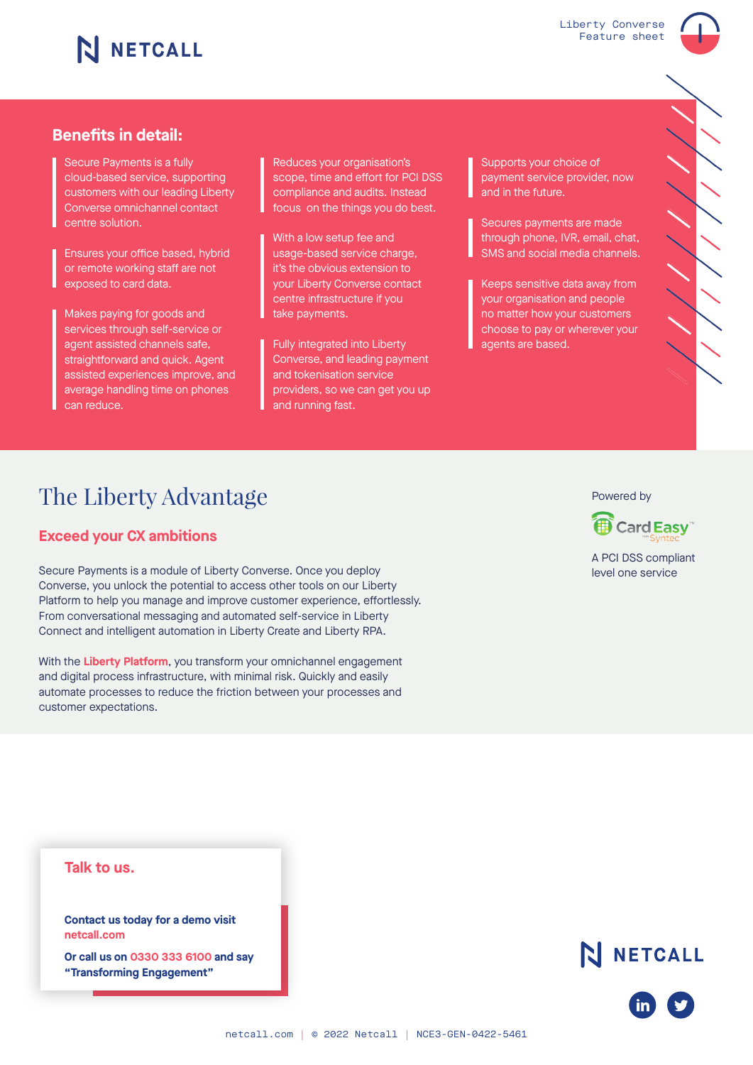## Benefits in detail:

- Secure Payments is a fully cloud-based service, supporting customers with our leading Liberty Converse omnichannel contact centre solution.
- Ensures your office based, hybrid or remote working staff are not exposed to card data.
- Makes paying for goods and services through self-service or agent assisted channels safe, straightforward and quick. Agent assisted experiences improve, and average handling time on phones can reduce.
- Reduces your organisation's scope, time and effort for PCI DSS compliance and audits. Instead focus on the things you do best.
- With a low setup fee and usage-based service charge, it's the obvious extension to your Liberty Converse contact centre infrastructure if you take payments.
- Fully integrated into Liberty Converse, and leading payment and tokenisation service providers, so we can get you up and running fast.
- Supports your choice of payment service provider, now and in the future.
- Secures payments are made through phone, IVR, email, chat, SMS and social media channels.
- Keeps sensitive data away from your organisation and people no matter how your customers choose to pay or wherever your agents are based.

# The Liberty Advantage

### Exceed your CX ambitions

Secure Payments is a module of Liberty Converse. Once you deploy Converse, you unlock the potential to access other tools on our Liberty Platform to help you manage and improve customer experience, effortlessly. From conversational messaging and automated self-service in Liberty Connect and intelligent automation in Liberty Create and Liberty RPA.

With the **Liberty Platform**, you transform your omnichannel engagement and digital process infrastructure, with minimal risk. Quickly and easily automate processes to reduce the friction between your processes and customer expectations.

Powered by CardEasy

A PCI DSS compliant level one service

**Talk to us.**

**Contact us today for a demo visit netcall.com**

**Or call us on 0330 333 6100 and say "Transforming Engagement"**

netcall.com | © 2022 Netcall | NCE3-GEN-0422-5461